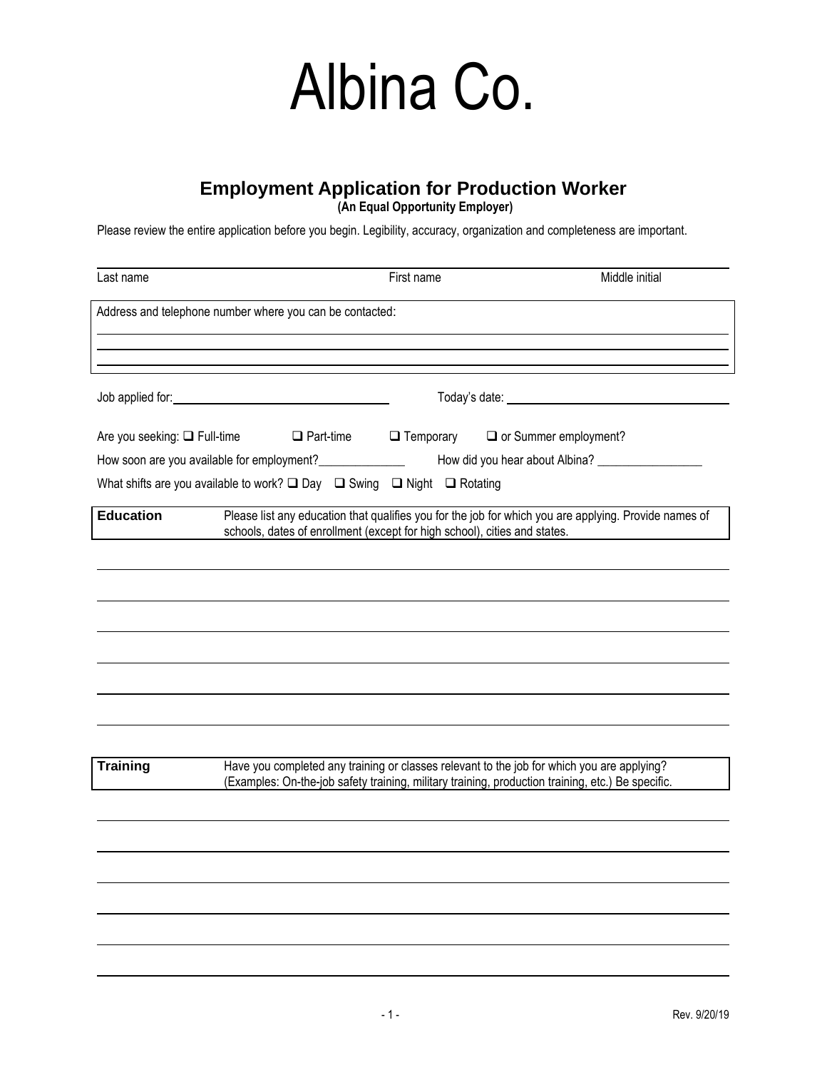# Albina Co.

## Employment Application for Production Worker

**(An Equal Opportunity Employer)**

Please review the entire application before you begin. Legibility, accuracy, organization and completeness are important.

| Last name | First name | Middle initial |
|---|---|---|
| | | |

Address and telephone number where you can be contacted:

\_\_\_\_\_\_\_\_\_\_\_\_\_\_\_\_\_\_\_\_\_\_\_\_\_\_\_\_\_\_\_\_\_\_\_\_\_\_\_\_

\_\_\_\_\_\_\_\_\_\_\_\_\_\_\_\_\_\_\_\_\_\_\_\_\_\_\_\_\_\_\_\_\_\_\_\_\_\_\_\_

\_\_\_\_\_\_\_\_\_\_\_\_\_\_\_\_\_\_\_\_\_\_\_\_\_\_\_\_\_\_\_\_\_\_\_\_\_\_\_\_

Job applied for: \_\_\_\_\_\_\_\_\_\_\_\_\_\_\_\_\_\_\_\_ Today's date: \_\_\_\_\_\_\_\_\_\_\_\_\_\_\_\_\_\_\_\_

Are you seeking: ☐ Full-time ☐ Part-time ☐ Temporary ☐ or Summer employment?

How soon are you available for employment?\_\_\_\_\_\_\_\_\_\_\_\_\_\_ How did you hear about Albina? \_\_\_\_\_\_\_\_\_\_\_\_\_\_\_\_\_

What shifts are you available to work? ☐ Day ☐ Swing ☐ Night ☐ Rotating

**Education** Please list any education that qualifies you for the job for which you are applying. Provide names of schools, dates of enrollment (except for high school), cities and states.

\_\_\_\_\_\_\_\_\_\_\_\_\_\_\_\_\_\_\_\_\_\_\_\_\_\_\_\_\_\_\_\_\_\_\_\_\_\_\_\_

\_\_\_\_\_\_\_\_\_\_\_\_\_\_\_\_\_\_\_\_\_\_\_\_\_\_\_\_\_\_\_\_\_\_\_\_\_\_\_\_

\_\_\_\_\_\_\_\_\_\_\_\_\_\_\_\_\_\_\_\_\_\_\_\_\_\_\_\_\_\_\_\_\_\_\_\_\_\_\_\_

\_\_\_\_\_\_\_\_\_\_\_\_\_\_\_\_\_\_\_\_\_\_\_\_\_\_\_\_\_\_\_\_\_\_\_\_\_\_\_\_

\_\_\_\_\_\_\_\_\_\_\_\_\_\_\_\_\_\_\_\_\_\_\_\_\_\_\_\_\_\_\_\_\_\_\_\_\_\_\_\_

\_\_\_\_\_\_\_\_\_\_\_\_\_\_\_\_\_\_\_\_\_\_\_\_\_\_\_\_\_\_\_\_\_\_\_\_\_\_\_\_

**Training** Have you completed any training or classes relevant to the job for which you are applying? (Examples: On-the-job safety training, military training, production training, etc.) Be specific.

\_\_\_\_\_\_\_\_\_\_\_\_\_\_\_\_\_\_\_\_\_\_\_\_\_\_\_\_\_\_\_\_\_\_\_\_\_\_\_\_

\_\_\_\_\_\_\_\_\_\_\_\_\_\_\_\_\_\_\_\_\_\_\_\_\_\_\_\_\_\_\_\_\_\_\_\_\_\_\_\_

\_\_\_\_\_\_\_\_\_\_\_\_\_\_\_\_\_\_\_\_\_\_\_\_\_\_\_\_\_\_\_\_\_\_\_\_\_\_\_\_

\_\_\_\_\_\_\_\_\_\_\_\_\_\_\_\_\_\_\_\_\_\_\_\_\_\_\_\_\_\_\_\_\_\_\_\_\_\_\_\_

\_\_\_\_\_\_\_\_\_\_\_\_\_\_\_\_\_\_\_\_\_\_\_\_\_\_\_\_\_\_\_\_\_\_\_\_\_\_\_\_

\_\_\_\_\_\_\_\_\_\_\_\_\_\_\_\_\_\_\_\_\_\_\_\_\_\_\_\_\_\_\_\_\_\_\_\_\_\_\_\_

Rev. 9/20/19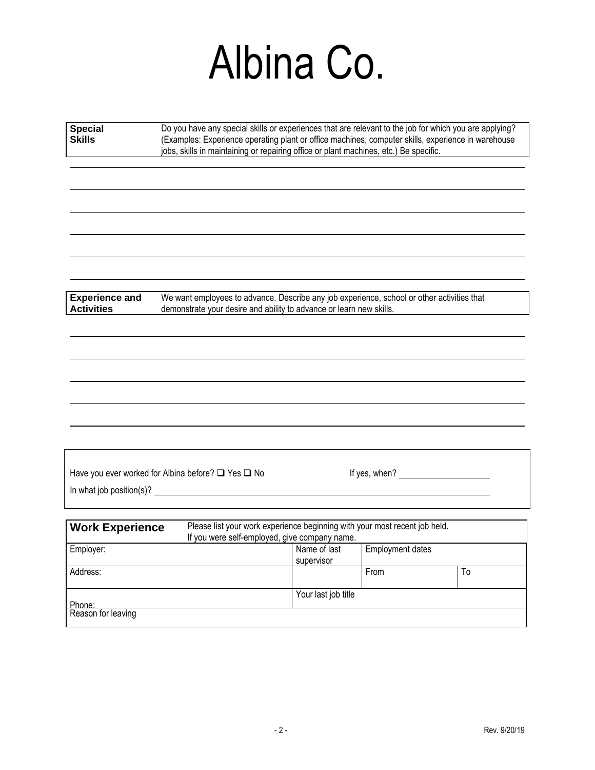# Albina Co.

| **Special Skills** | Do you have any special skills or experiences that are relevant to the job for which you are applying? (Examples: Experience operating plant or office machines, computer skills, experience in warehouse jobs, skills in maintaining or repairing office or plant machines, etc.) Be specific. |
|---|---|

| **Experience and Activities** | We want employees to advance. Describe any job experience, school or other activities that demonstrate your desire and ability to advance or learn new skills. |
|---|---|

Have you ever worked for Albina before? ☐ Yes ☐ No If yes, when? ____________________

In what job position(s)? ____________________

| **Work Experience** | Please list your work experience beginning with your most recent job held. If you were self-employed, give company name. | | |
|---|---|---|---|
| Employer: | Name of last supervisor | Employment dates | |
| Address: | | From | To |
| Phone: | Your last job title | | |
| Reason for leaving | | | |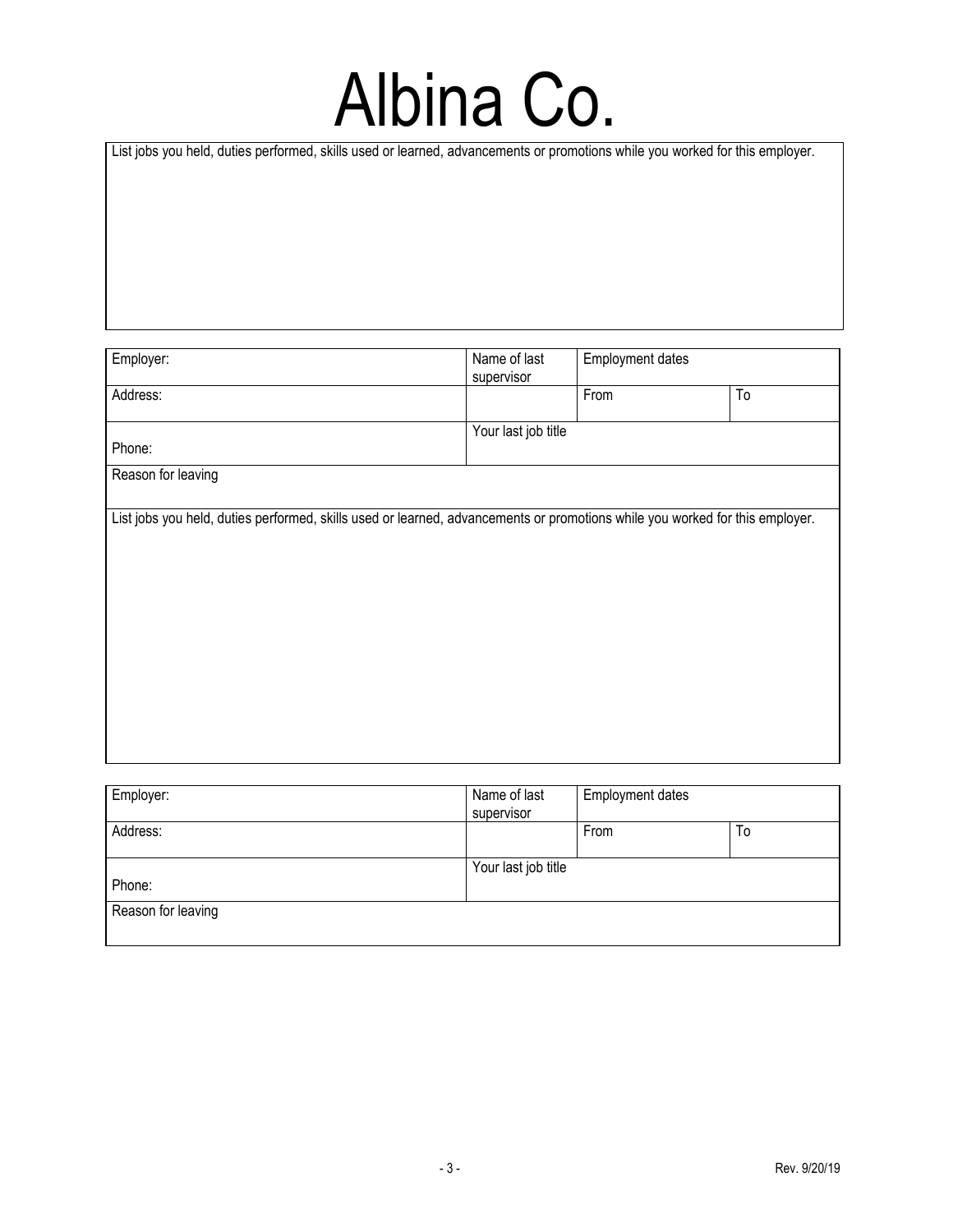# Albina Co.

| List jobs you held, duties performed, skills used or learned, advancements or promotions while you worked for this employer. |
|---|
| |

| Employer: | Name of last supervisor | Employment dates | |
|---|---|---|---|
| Address: | | From | To |
| Phone: | Your last job title | | |
| Reason for leaving | | | |
| List jobs you held, duties performed, skills used or learned, advancements or promotions while you worked for this employer. | | | |

| Employer: | Name of last supervisor | Employment dates | |
|---|---|---|---|
| Address: | | From | To |
| Phone: | Your last job title | | |
| Reason for leaving | | | |

Rev. 9/20/19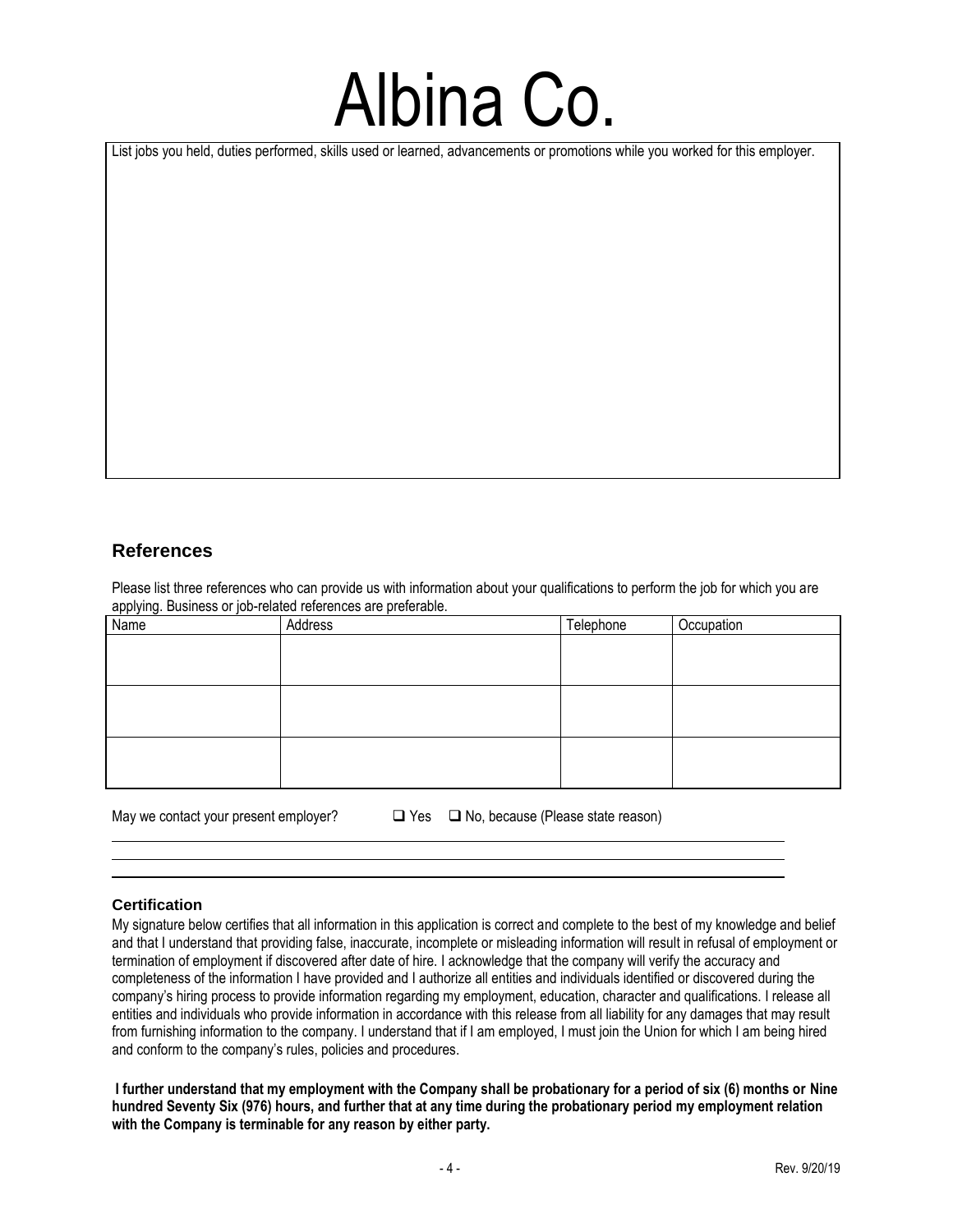# Albina Co.

List jobs you held, duties performed, skills used or learned, advancements or promotions while you worked for this employer.

## References

Please list three references who can provide us with information about your qualifications to perform the job for which you are applying. Business or job-related references are preferable.

| Name | Address | Telephone | Occupation |
| --- | --- | --- | --- |
| | | | |
| | | | |
| | | | |

May we contact your present employer? ❑ Yes ❑ No, because (Please state reason)

### Certification

My signature below certifies that all information in this application is correct and complete to the best of my knowledge and belief and that I understand that providing false, inaccurate, incomplete or misleading information will result in refusal of employment or termination of employment if discovered after date of hire. I acknowledge that the company will verify the accuracy and completeness of the information I have provided and I authorize all entities and individuals identified or discovered during the company's hiring process to provide information regarding my employment, education, character and qualifications. I release all entities and individuals who provide information in accordance with this release from all liability for any damages that may result from furnishing information to the company. I understand that if I am employed, I must join the Union for which I am being hired and conform to the company's rules, policies and procedures.

**I further understand that my employment with the Company shall be probationary for a period of six (6) months or Nine hundred Seventy Six (976) hours, and further that at any time during the probationary period my employment relation with the Company is terminable for any reason by either party.**

Rev. 9/20/19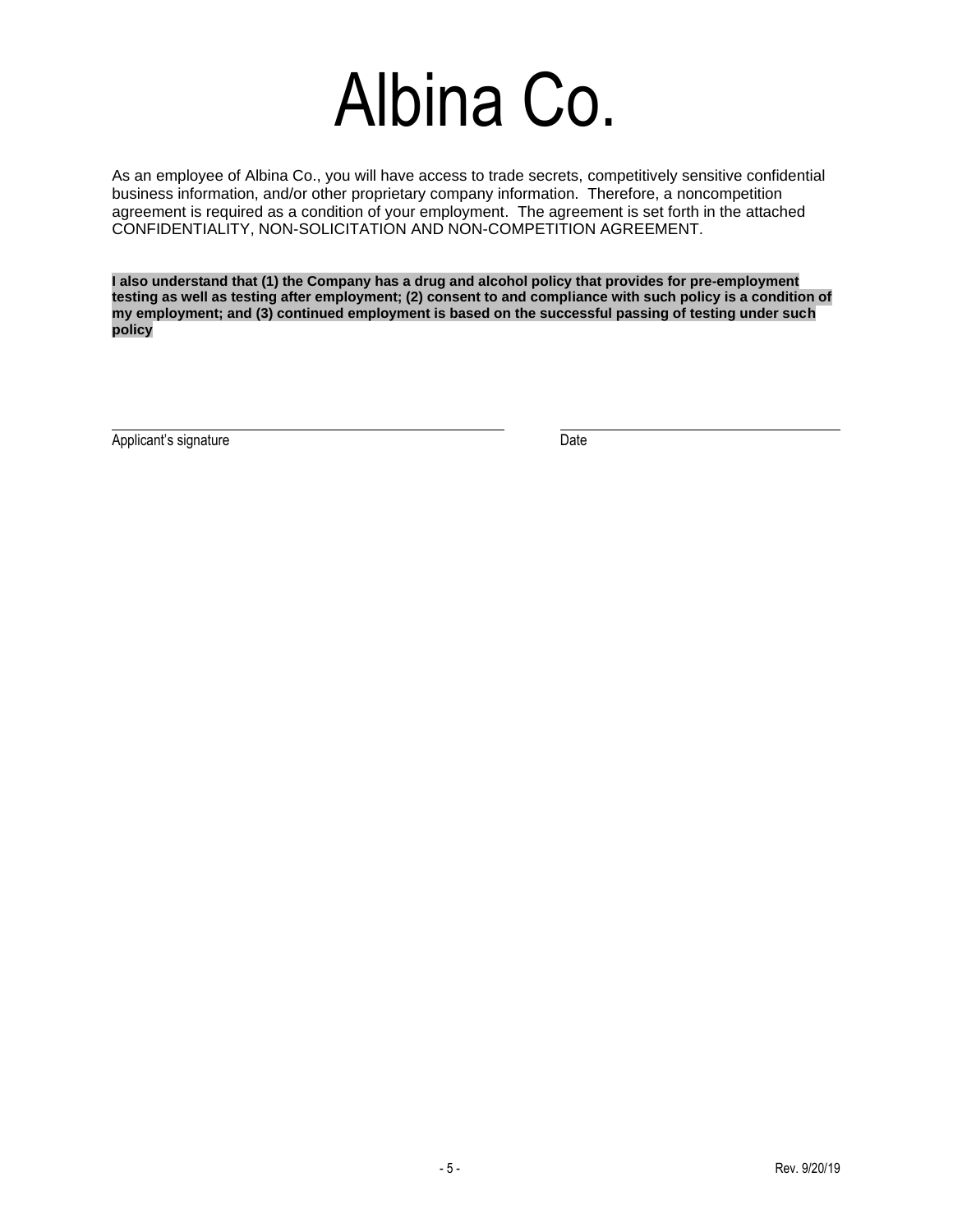# Albina Co.

As an employee of Albina Co., you will have access to trade secrets, competitively sensitive confidential business information, and/or other proprietary company information.  Therefore, a noncompetition agreement is required as a condition of your employment.  The agreement is set forth in the attached CONFIDENTIALITY, NON-SOLICITATION AND NON-COMPETITION AGREEMENT.

**I also understand that (1) the Company has a drug and alcohol policy that provides for pre-employment testing as well as testing after employment; (2) consent to and compliance with such policy is a condition of my employment; and (3) continued employment is based on the successful passing of testing under such policy**

| Applicant's signature | Date |
|---|---|
| | |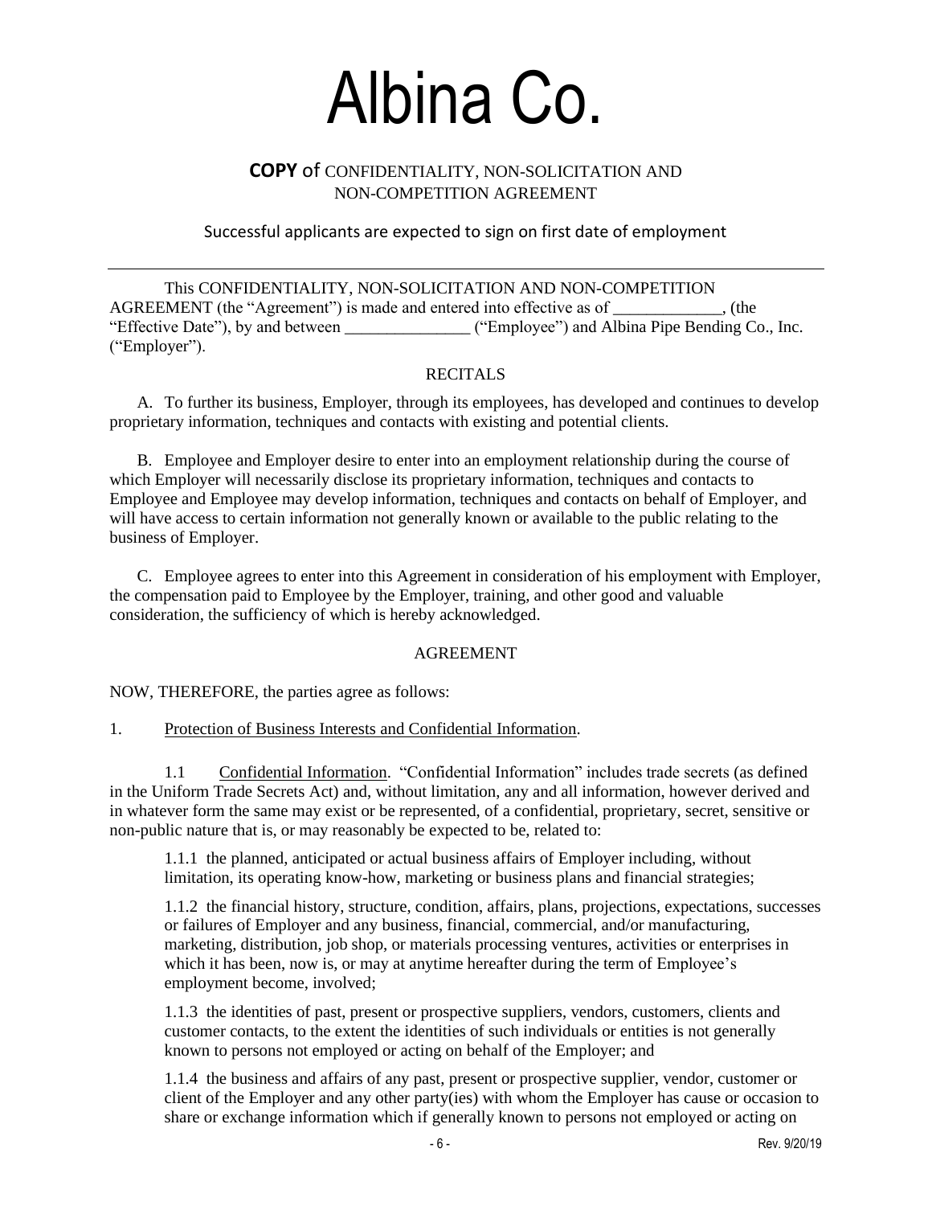# Albina Co.

## **COPY** of CONFIDENTIALITY, NON-SOLICITATION AND NON-COMPETITION AGREEMENT

Successful applicants are expected to sign on first date of employment

---

This CONFIDENTIALITY, NON-SOLICITATION AND NON-COMPETITION AGREEMENT (the "Agreement") is made and entered into effective as of _____________, (the "Effective Date"), by and between _______________ ("Employee") and Albina Pipe Bending Co., Inc. ("Employer").

RECITALS

A. To further its business, Employer, through its employees, has developed and continues to develop proprietary information, techniques and contacts with existing and potential clients.

B. Employee and Employer desire to enter into an employment relationship during the course of which Employer will necessarily disclose its proprietary information, techniques and contacts to Employee and Employee may develop information, techniques and contacts on behalf of Employer, and will have access to certain information not generally known or available to the public relating to the business of Employer.

C. Employee agrees to enter into this Agreement in consideration of his employment with Employer, the compensation paid to Employee by the Employer, training, and other good and valuable consideration, the sufficiency of which is hereby acknowledged.

AGREEMENT

NOW, THEREFORE, the parties agree as follows:

1. Protection of Business Interests and Confidential Information.

1.1 Confidential Information. "Confidential Information" includes trade secrets (as defined in the Uniform Trade Secrets Act) and, without limitation, any and all information, however derived and in whatever form the same may exist or be represented, of a confidential, proprietary, secret, sensitive or non-public nature that is, or may reasonably be expected to be, related to:

1.1.1 the planned, anticipated or actual business affairs of Employer including, without limitation, its operating know-how, marketing or business plans and financial strategies;

1.1.2 the financial history, structure, condition, affairs, plans, projections, expectations, successes or failures of Employer and any business, financial, commercial, and/or manufacturing, marketing, distribution, job shop, or materials processing ventures, activities or enterprises in which it has been, now is, or may at anytime hereafter during the term of Employee's employment become, involved;

1.1.3 the identities of past, present or prospective suppliers, vendors, customers, clients and customer contacts, to the extent the identities of such individuals or entities is not generally known to persons not employed or acting on behalf of the Employer; and

1.1.4 the business and affairs of any past, present or prospective supplier, vendor, customer or client of the Employer and any other party(ies) with whom the Employer has cause or occasion to share or exchange information which if generally known to persons not employed or acting on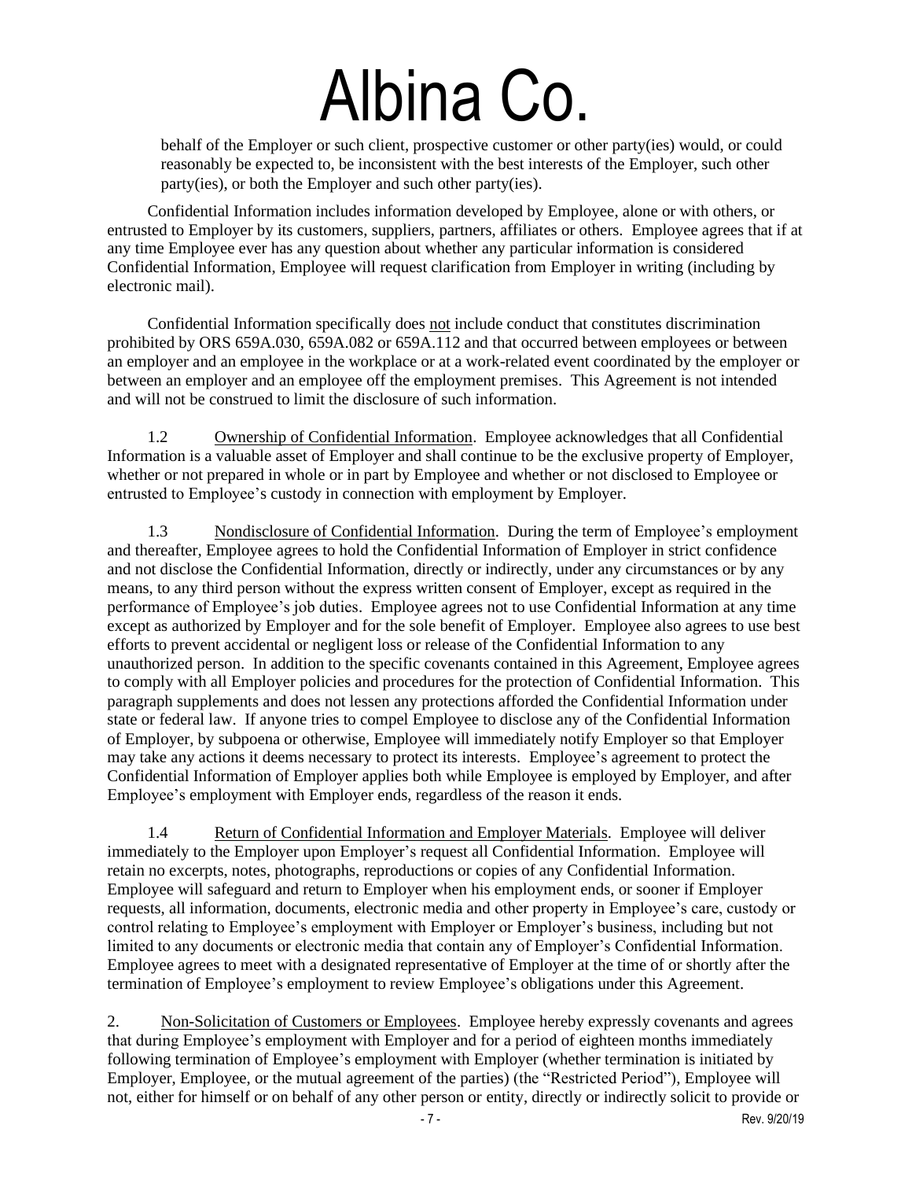behalf of the Employer or such client, prospective customer or other party(ies) would, or could reasonably be expected to, be inconsistent with the best interests of the Employer, such other party(ies), or both the Employer and such other party(ies).

Confidential Information includes information developed by Employee, alone or with others, or entrusted to Employer by its customers, suppliers, partners, affiliates or others. Employee agrees that if at any time Employee ever has any question about whether any particular information is considered Confidential Information, Employee will request clarification from Employer in writing (including by electronic mail).

Confidential Information specifically does not include conduct that constitutes discrimination prohibited by ORS 659A.030, 659A.082 or 659A.112 and that occurred between employees or between an employer and an employee in the workplace or at a work-related event coordinated by the employer or between an employer and an employee off the employment premises. This Agreement is not intended and will not be construed to limit the disclosure of such information.

1.2 Ownership of Confidential Information. Employee acknowledges that all Confidential Information is a valuable asset of Employer and shall continue to be the exclusive property of Employer, whether or not prepared in whole or in part by Employee and whether or not disclosed to Employee or entrusted to Employee's custody in connection with employment by Employer.

1.3 Nondisclosure of Confidential Information. During the term of Employee's employment and thereafter, Employee agrees to hold the Confidential Information of Employer in strict confidence and not disclose the Confidential Information, directly or indirectly, under any circumstances or by any means, to any third person without the express written consent of Employer, except as required in the performance of Employee's job duties. Employee agrees not to use Confidential Information at any time except as authorized by Employer and for the sole benefit of Employer. Employee also agrees to use best efforts to prevent accidental or negligent loss or release of the Confidential Information to any unauthorized person. In addition to the specific covenants contained in this Agreement, Employee agrees to comply with all Employer policies and procedures for the protection of Confidential Information. This paragraph supplements and does not lessen any protections afforded the Confidential Information under state or federal law. If anyone tries to compel Employee to disclose any of the Confidential Information of Employer, by subpoena or otherwise, Employee will immediately notify Employer so that Employer may take any actions it deems necessary to protect its interests. Employee's agreement to protect the Confidential Information of Employer applies both while Employee is employed by Employer, and after Employee's employment with Employer ends, regardless of the reason it ends.

1.4 Return of Confidential Information and Employer Materials. Employee will deliver immediately to the Employer upon Employer's request all Confidential Information. Employee will retain no excerpts, notes, photographs, reproductions or copies of any Confidential Information. Employee will safeguard and return to Employer when his employment ends, or sooner if Employer requests, all information, documents, electronic media and other property in Employee's care, custody or control relating to Employee's employment with Employer or Employer's business, including but not limited to any documents or electronic media that contain any of Employer's Confidential Information. Employee agrees to meet with a designated representative of Employer at the time of or shortly after the termination of Employee's employment to review Employee's obligations under this Agreement.

2. Non-Solicitation of Customers or Employees. Employee hereby expressly covenants and agrees that during Employee's employment with Employer and for a period of eighteen months immediately following termination of Employee's employment with Employer (whether termination is initiated by Employer, Employee, or the mutual agreement of the parties) (the "Restricted Period"), Employee will not, either for himself or on behalf of any other person or entity, directly or indirectly solicit to provide or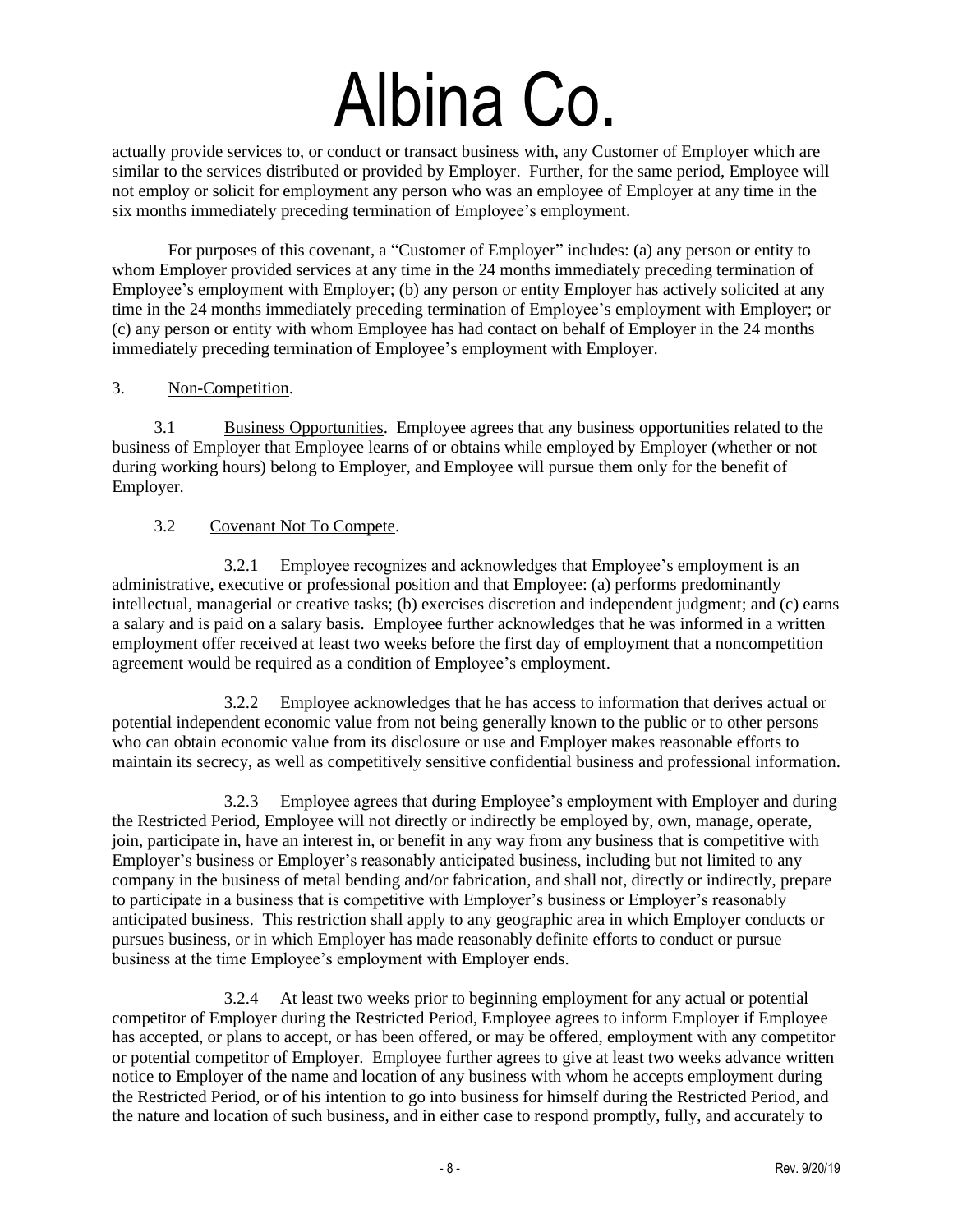actually provide services to, or conduct or transact business with, any Customer of Employer which are similar to the services distributed or provided by Employer. Further, for the same period, Employee will not employ or solicit for employment any person who was an employee of Employer at any time in the six months immediately preceding termination of Employee's employment.

For purposes of this covenant, a "Customer of Employer" includes: (a) any person or entity to whom Employer provided services at any time in the 24 months immediately preceding termination of Employee's employment with Employer; (b) any person or entity Employer has actively solicited at any time in the 24 months immediately preceding termination of Employee's employment with Employer; or (c) any person or entity with whom Employee has had contact on behalf of Employer in the 24 months immediately preceding termination of Employee's employment with Employer.

3. Non-Competition.

3.1 Business Opportunities. Employee agrees that any business opportunities related to the business of Employer that Employee learns of or obtains while employed by Employer (whether or not during working hours) belong to Employer, and Employee will pursue them only for the benefit of Employer.

3.2 Covenant Not To Compete.

3.2.1 Employee recognizes and acknowledges that Employee's employment is an administrative, executive or professional position and that Employee: (a) performs predominantly intellectual, managerial or creative tasks; (b) exercises discretion and independent judgment; and (c) earns a salary and is paid on a salary basis. Employee further acknowledges that he was informed in a written employment offer received at least two weeks before the first day of employment that a noncompetition agreement would be required as a condition of Employee's employment.

3.2.2 Employee acknowledges that he has access to information that derives actual or potential independent economic value from not being generally known to the public or to other persons who can obtain economic value from its disclosure or use and Employer makes reasonable efforts to maintain its secrecy, as well as competitively sensitive confidential business and professional information.

3.2.3 Employee agrees that during Employee's employment with Employer and during the Restricted Period, Employee will not directly or indirectly be employed by, own, manage, operate, join, participate in, have an interest in, or benefit in any way from any business that is competitive with Employer's business or Employer's reasonably anticipated business, including but not limited to any company in the business of metal bending and/or fabrication, and shall not, directly or indirectly, prepare to participate in a business that is competitive with Employer's business or Employer's reasonably anticipated business. This restriction shall apply to any geographic area in which Employer conducts or pursues business, or in which Employer has made reasonably definite efforts to conduct or pursue business at the time Employee's employment with Employer ends.

3.2.4 At least two weeks prior to beginning employment for any actual or potential competitor of Employer during the Restricted Period, Employee agrees to inform Employer if Employee has accepted, or plans to accept, or has been offered, or may be offered, employment with any competitor or potential competitor of Employer. Employee further agrees to give at least two weeks advance written notice to Employer of the name and location of any business with whom he accepts employment during the Restricted Period, or of his intention to go into business for himself during the Restricted Period, and the nature and location of such business, and in either case to respond promptly, fully, and accurately to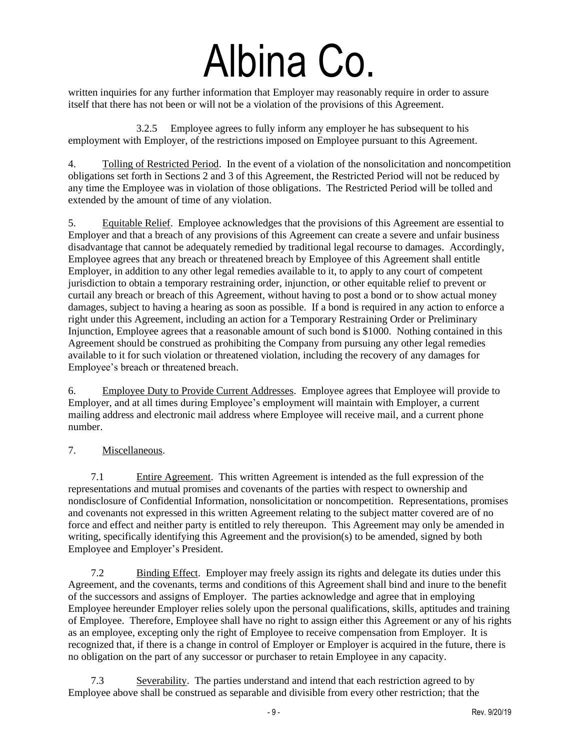written inquiries for any further information that Employer may reasonably require in order to assure itself that there has not been or will not be a violation of the provisions of this Agreement.

3.2.5 Employee agrees to fully inform any employer he has subsequent to his employment with Employer, of the restrictions imposed on Employee pursuant to this Agreement.

4. Tolling of Restricted Period. In the event of a violation of the nonsolicitation and noncompetition obligations set forth in Sections 2 and 3 of this Agreement, the Restricted Period will not be reduced by any time the Employee was in violation of those obligations. The Restricted Period will be tolled and extended by the amount of time of any violation.

5. Equitable Relief. Employee acknowledges that the provisions of this Agreement are essential to Employer and that a breach of any provisions of this Agreement can create a severe and unfair business disadvantage that cannot be adequately remedied by traditional legal recourse to damages. Accordingly, Employee agrees that any breach or threatened breach by Employee of this Agreement shall entitle Employer, in addition to any other legal remedies available to it, to apply to any court of competent jurisdiction to obtain a temporary restraining order, injunction, or other equitable relief to prevent or curtail any breach or breach of this Agreement, without having to post a bond or to show actual money damages, subject to having a hearing as soon as possible. If a bond is required in any action to enforce a right under this Agreement, including an action for a Temporary Restraining Order or Preliminary Injunction, Employee agrees that a reasonable amount of such bond is $1000. Nothing contained in this Agreement should be construed as prohibiting the Company from pursuing any other legal remedies available to it for such violation or threatened violation, including the recovery of any damages for Employee's breach or threatened breach.

6. Employee Duty to Provide Current Addresses. Employee agrees that Employee will provide to Employer, and at all times during Employee's employment will maintain with Employer, a current mailing address and electronic mail address where Employee will receive mail, and a current phone number.

7. Miscellaneous.

7.1 Entire Agreement. This written Agreement is intended as the full expression of the representations and mutual promises and covenants of the parties with respect to ownership and nondisclosure of Confidential Information, nonsolicitation or noncompetition. Representations, promises and covenants not expressed in this written Agreement relating to the subject matter covered are of no force and effect and neither party is entitled to rely thereupon. This Agreement may only be amended in writing, specifically identifying this Agreement and the provision(s) to be amended, signed by both Employee and Employer's President.

7.2 Binding Effect. Employer may freely assign its rights and delegate its duties under this Agreement, and the covenants, terms and conditions of this Agreement shall bind and inure to the benefit of the successors and assigns of Employer. The parties acknowledge and agree that in employing Employee hereunder Employer relies solely upon the personal qualifications, skills, aptitudes and training of Employee. Therefore, Employee shall have no right to assign either this Agreement or any of his rights as an employee, excepting only the right of Employee to receive compensation from Employer. It is recognized that, if there is a change in control of Employer or Employer is acquired in the future, there is no obligation on the part of any successor or purchaser to retain Employee in any capacity.

7.3 Severability. The parties understand and intend that each restriction agreed to by Employee above shall be construed as separable and divisible from every other restriction; that the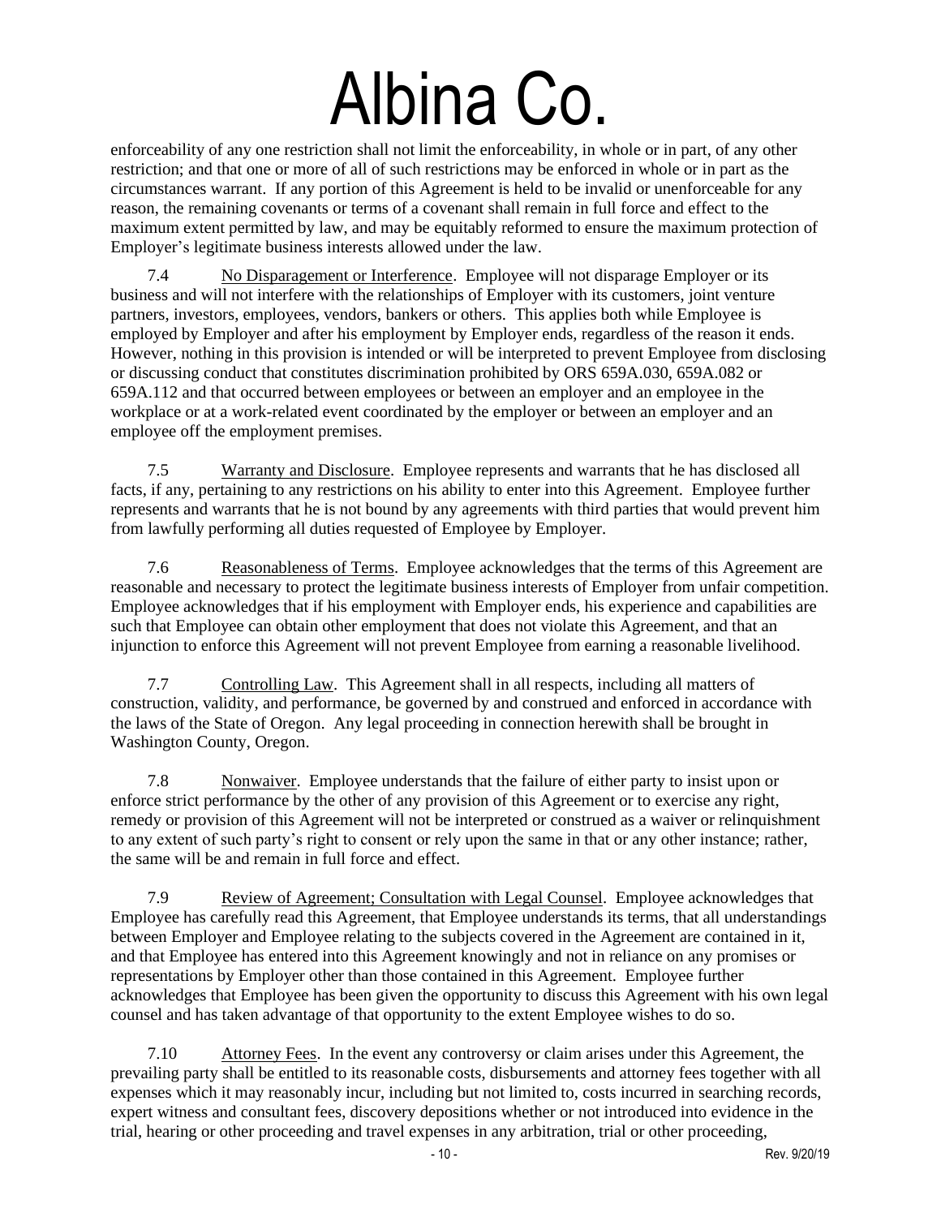enforceability of any one restriction shall not limit the enforceability, in whole or in part, of any other restriction; and that one or more of all of such restrictions may be enforced in whole or in part as the circumstances warrant. If any portion of this Agreement is held to be invalid or unenforceable for any reason, the remaining covenants or terms of a covenant shall remain in full force and effect to the maximum extent permitted by law, and may be equitably reformed to ensure the maximum protection of Employer's legitimate business interests allowed under the law.

7.4 No Disparagement or Interference. Employee will not disparage Employer or its business and will not interfere with the relationships of Employer with its customers, joint venture partners, investors, employees, vendors, bankers or others. This applies both while Employee is employed by Employer and after his employment by Employer ends, regardless of the reason it ends. However, nothing in this provision is intended or will be interpreted to prevent Employee from disclosing or discussing conduct that constitutes discrimination prohibited by ORS 659A.030, 659A.082 or 659A.112 and that occurred between employees or between an employer and an employee in the workplace or at a work-related event coordinated by the employer or between an employer and an employee off the employment premises.

7.5 Warranty and Disclosure. Employee represents and warrants that he has disclosed all facts, if any, pertaining to any restrictions on his ability to enter into this Agreement. Employee further represents and warrants that he is not bound by any agreements with third parties that would prevent him from lawfully performing all duties requested of Employee by Employer.

7.6 Reasonableness of Terms. Employee acknowledges that the terms of this Agreement are reasonable and necessary to protect the legitimate business interests of Employer from unfair competition. Employee acknowledges that if his employment with Employer ends, his experience and capabilities are such that Employee can obtain other employment that does not violate this Agreement, and that an injunction to enforce this Agreement will not prevent Employee from earning a reasonable livelihood.

7.7 Controlling Law. This Agreement shall in all respects, including all matters of construction, validity, and performance, be governed by and construed and enforced in accordance with the laws of the State of Oregon. Any legal proceeding in connection herewith shall be brought in Washington County, Oregon.

7.8 Nonwaiver. Employee understands that the failure of either party to insist upon or enforce strict performance by the other of any provision of this Agreement or to exercise any right, remedy or provision of this Agreement will not be interpreted or construed as a waiver or relinquishment to any extent of such party's right to consent or rely upon the same in that or any other instance; rather, the same will be and remain in full force and effect.

7.9 Review of Agreement; Consultation with Legal Counsel. Employee acknowledges that Employee has carefully read this Agreement, that Employee understands its terms, that all understandings between Employer and Employee relating to the subjects covered in the Agreement are contained in it, and that Employee has entered into this Agreement knowingly and not in reliance on any promises or representations by Employer other than those contained in this Agreement. Employee further acknowledges that Employee has been given the opportunity to discuss this Agreement with his own legal counsel and has taken advantage of that opportunity to the extent Employee wishes to do so.

7.10 Attorney Fees. In the event any controversy or claim arises under this Agreement, the prevailing party shall be entitled to its reasonable costs, disbursements and attorney fees together with all expenses which it may reasonably incur, including but not limited to, costs incurred in searching records, expert witness and consultant fees, discovery depositions whether or not introduced into evidence in the trial, hearing or other proceeding and travel expenses in any arbitration, trial or other proceeding,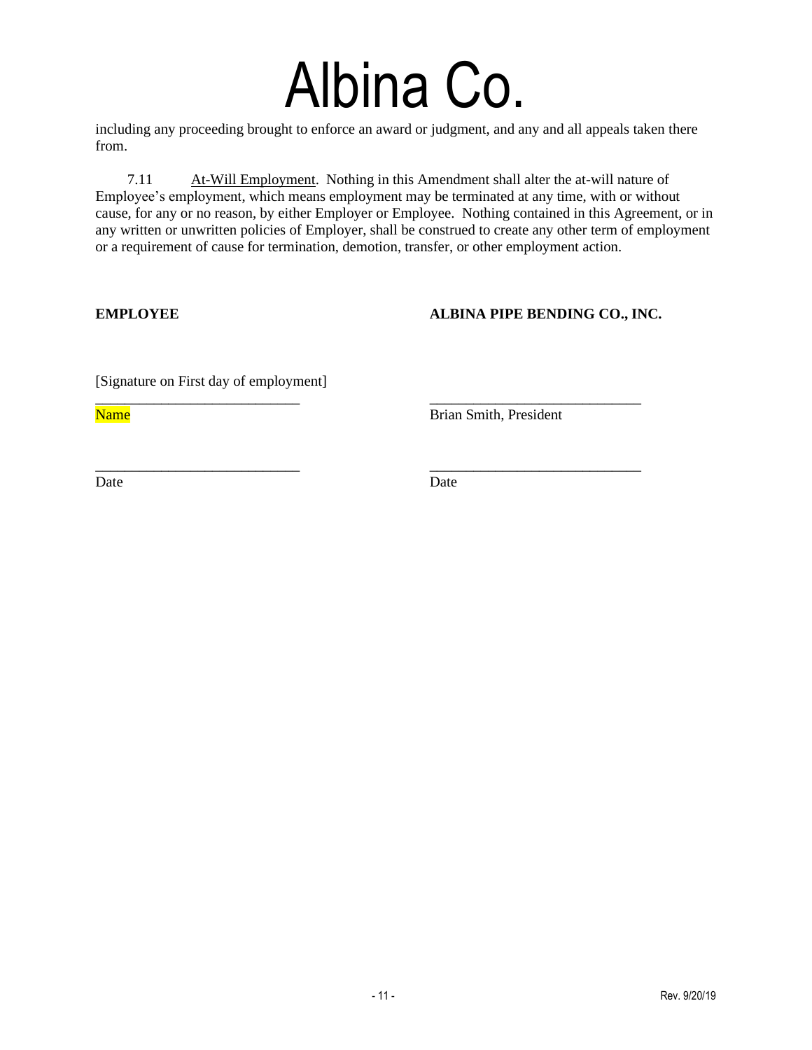# Albina Co.

including any proceeding brought to enforce an award or judgment, and any and all appeals taken there from.

7.11 At-Will Employment. Nothing in this Amendment shall alter the at-will nature of Employee's employment, which means employment may be terminated at any time, with or without cause, for any or no reason, by either Employer or Employee. Nothing contained in this Agreement, or in any written or unwritten policies of Employer, shall be construed to create any other term of employment or a requirement of cause for termination, demotion, transfer, or other employment action.

| | |
|---|---|
| **EMPLOYEE** | **ALBINA PIPE BENDING CO., INC.** |
| [Signature on First day of employment]<br>____________________________ | ____________________________ |
| Name | Brian Smith, President |
| ____________________________ | ____________________________ |
| Date | Date |